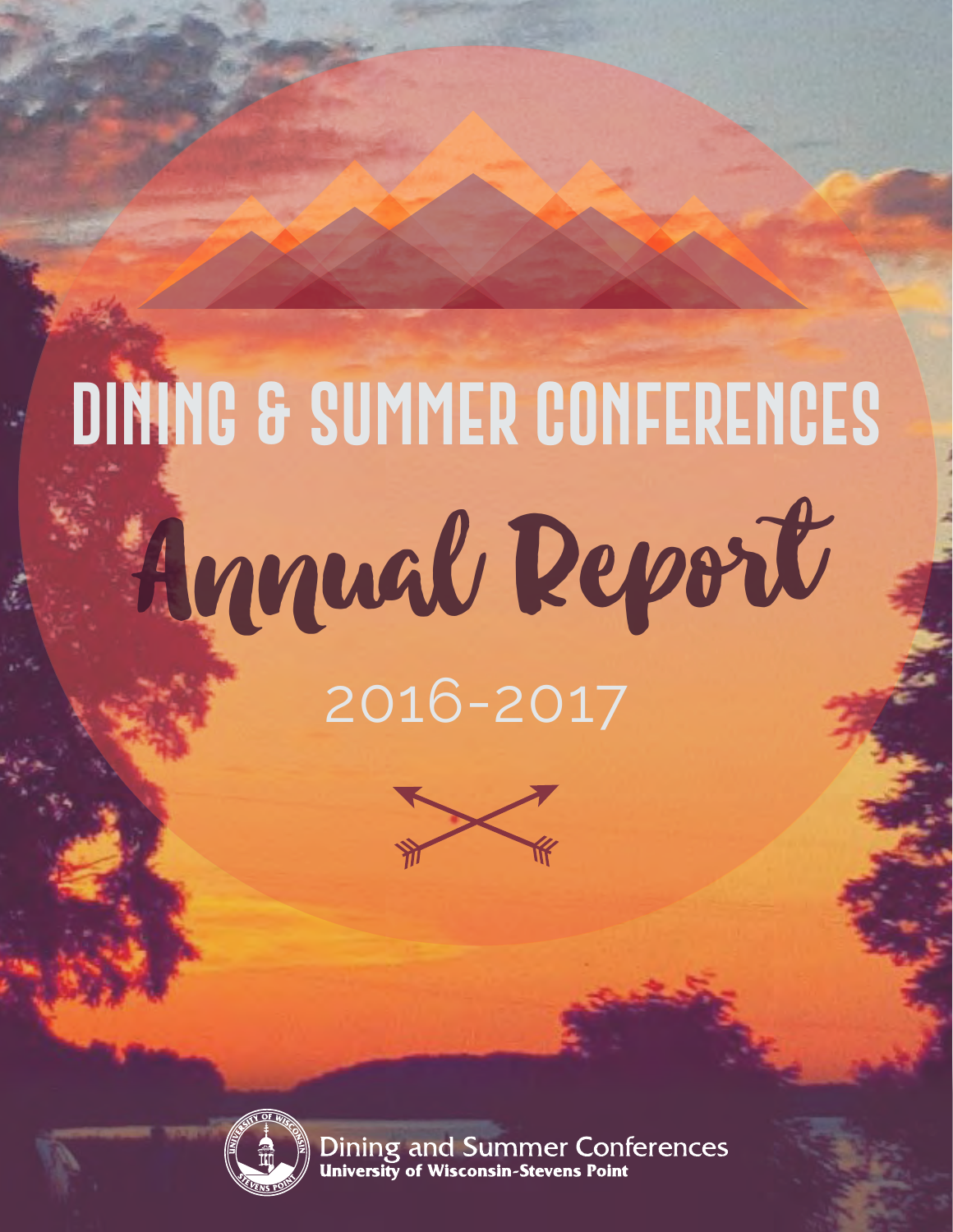# DINING & SUMMER CONFERENCES

# Annual Report

2016-2017

Dining and Summer Conferences
**University of Wisconsin-Stevens Point**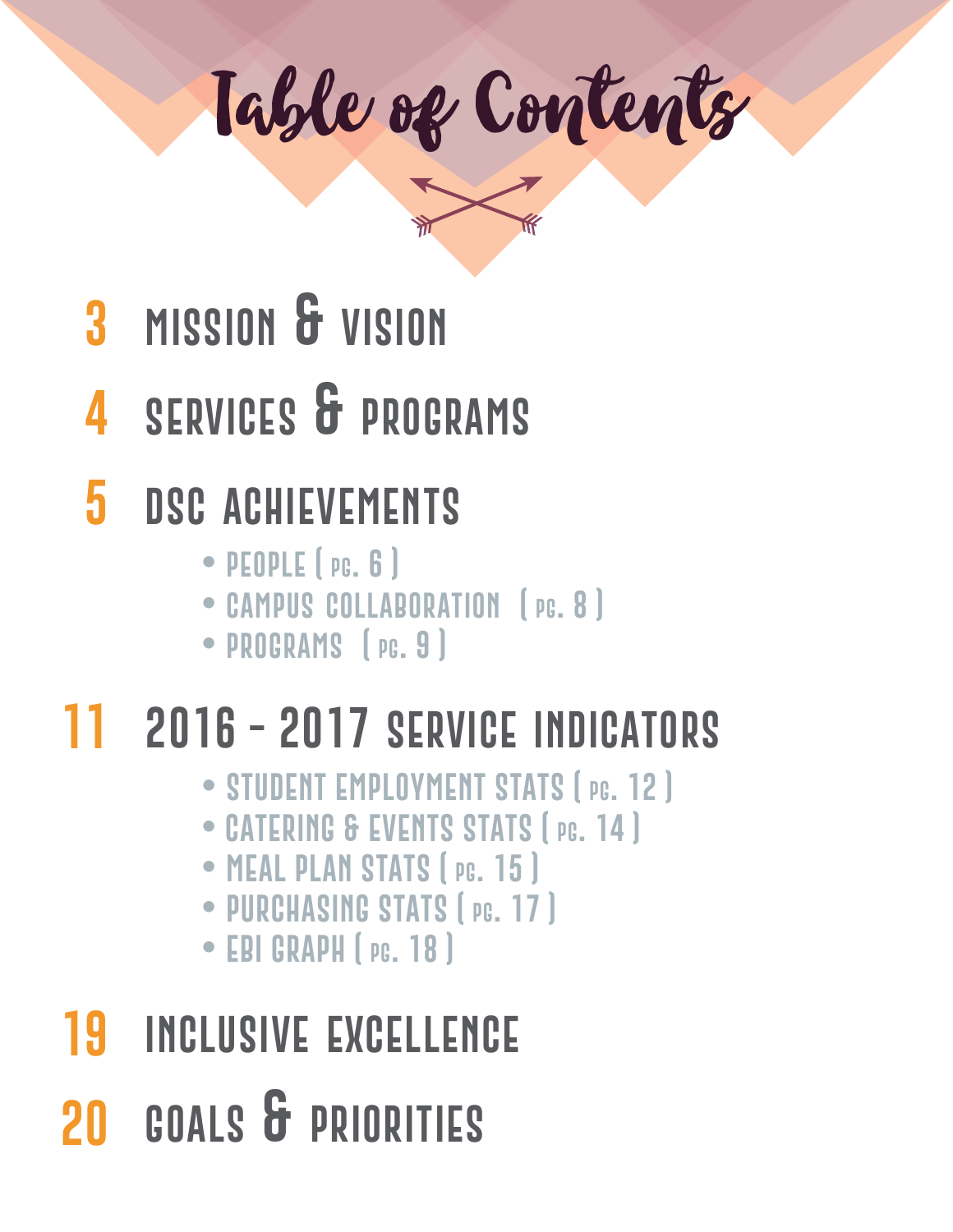# Table of Contents

## 3 MISSION & VISION

## 4 SERVICES & PROGRAMS

## 5 DSC ACHIEVEMENTS

- PEOPLE ( PG. 6 )
- CAMPUS COLLABORATION ( PG. 8 )
- PROGRAMS ( PG. 9 )

## 11 2016 - 2017 SERVICE INDICATORS

- STUDENT EMPLOYMENT STATS ( PG. 12 )
- CATERING & EVENTS STATS ( PG. 14 )
- MEAL PLAN STATS ( PG. 15 )
- PURCHASING STATS ( PG. 17 )
- EBI GRAPH ( PG. 18 )

## 19 INCLUSIVE EXCELLENCE

## 20 GOALS & PRIORITIES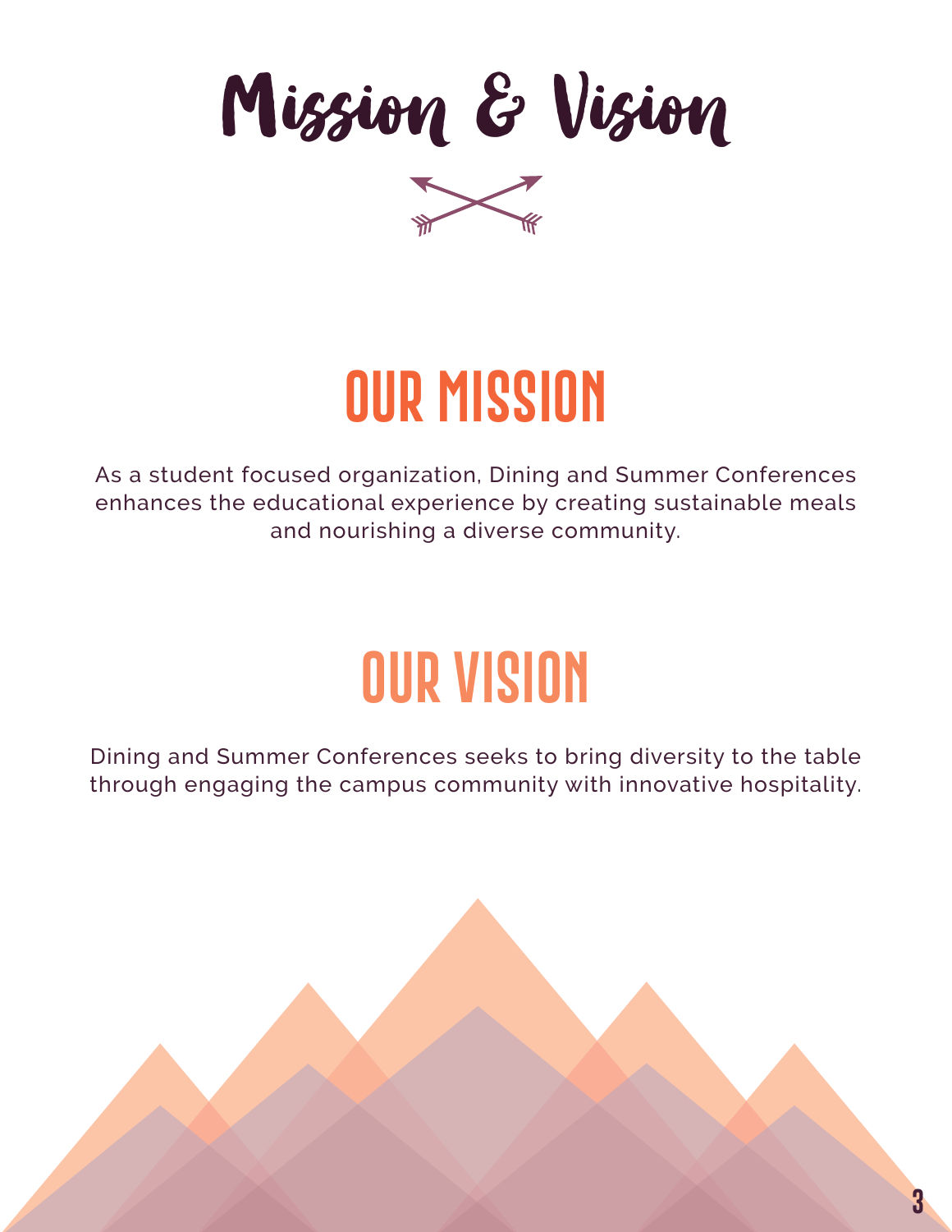# Mission & Vision

## OUR MISSION

As a student focused organization, Dining and Summer Conferences enhances the educational experience by creating sustainable meals and nourishing a diverse community.

## OUR VISION

Dining and Summer Conferences seeks to bring diversity to the table through engaging the campus community with innovative hospitality.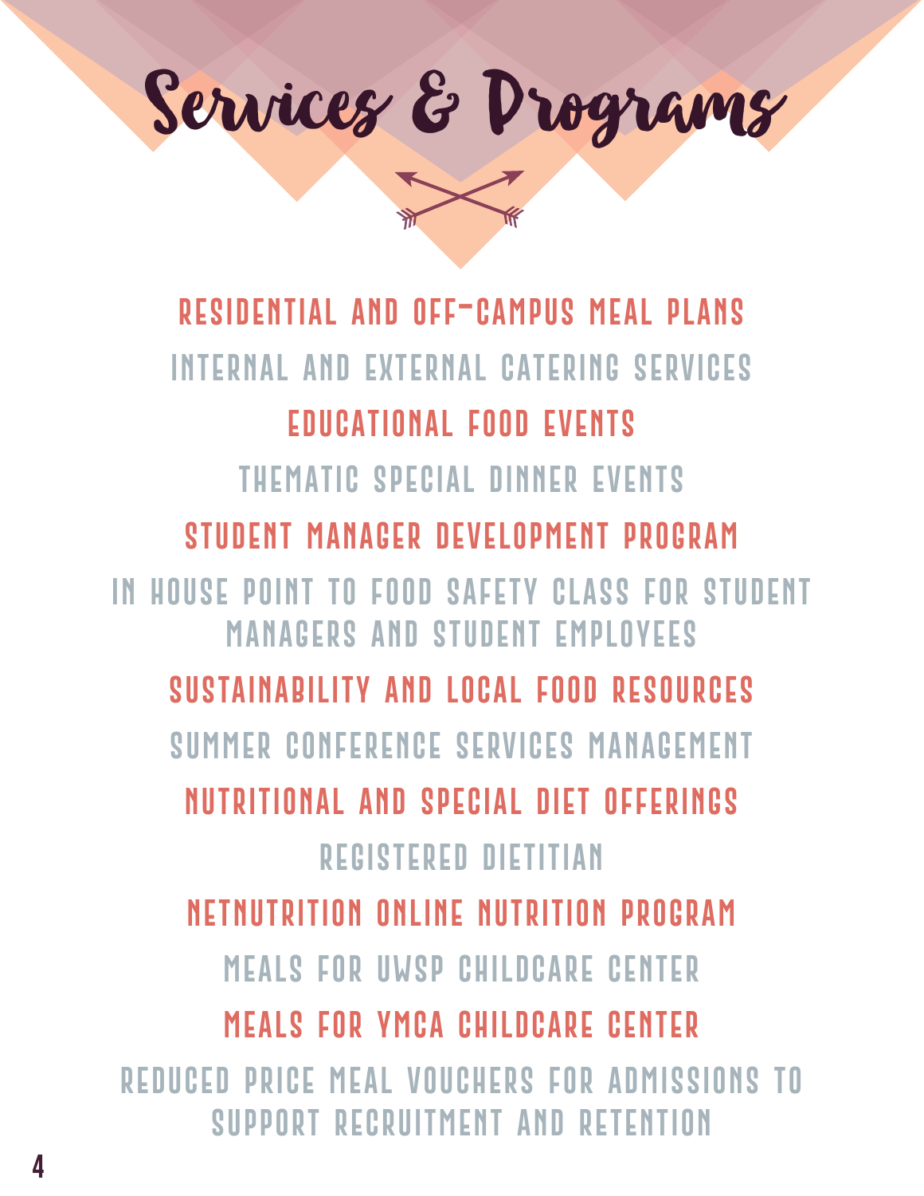# Services & Programs

RESIDENTIAL AND OFF-CAMPUS MEAL PLANS

INTERNAL AND EXTERNAL CATERING SERVICES

EDUCATIONAL FOOD EVENTS

THEMATIC SPECIAL DINNER EVENTS

STUDENT MANAGER DEVELOPMENT PROGRAM

IN HOUSE POINT TO FOOD SAFETY CLASS FOR STUDENT MANAGERS AND STUDENT EMPLOYEES

SUSTAINABILITY AND LOCAL FOOD RESOURCES

SUMMER CONFERENCE SERVICES MANAGEMENT

NUTRITIONAL AND SPECIAL DIET OFFERINGS

REGISTERED DIETITIAN

NETNUTRITION ONLINE NUTRITION PROGRAM

MEALS FOR UWSP CHILDCARE CENTER

MEALS FOR YMCA CHILDCARE CENTER

REDUCED PRICE MEAL VOUCHERS FOR ADMISSIONS TO SUPPORT RECRUITMENT AND RETENTION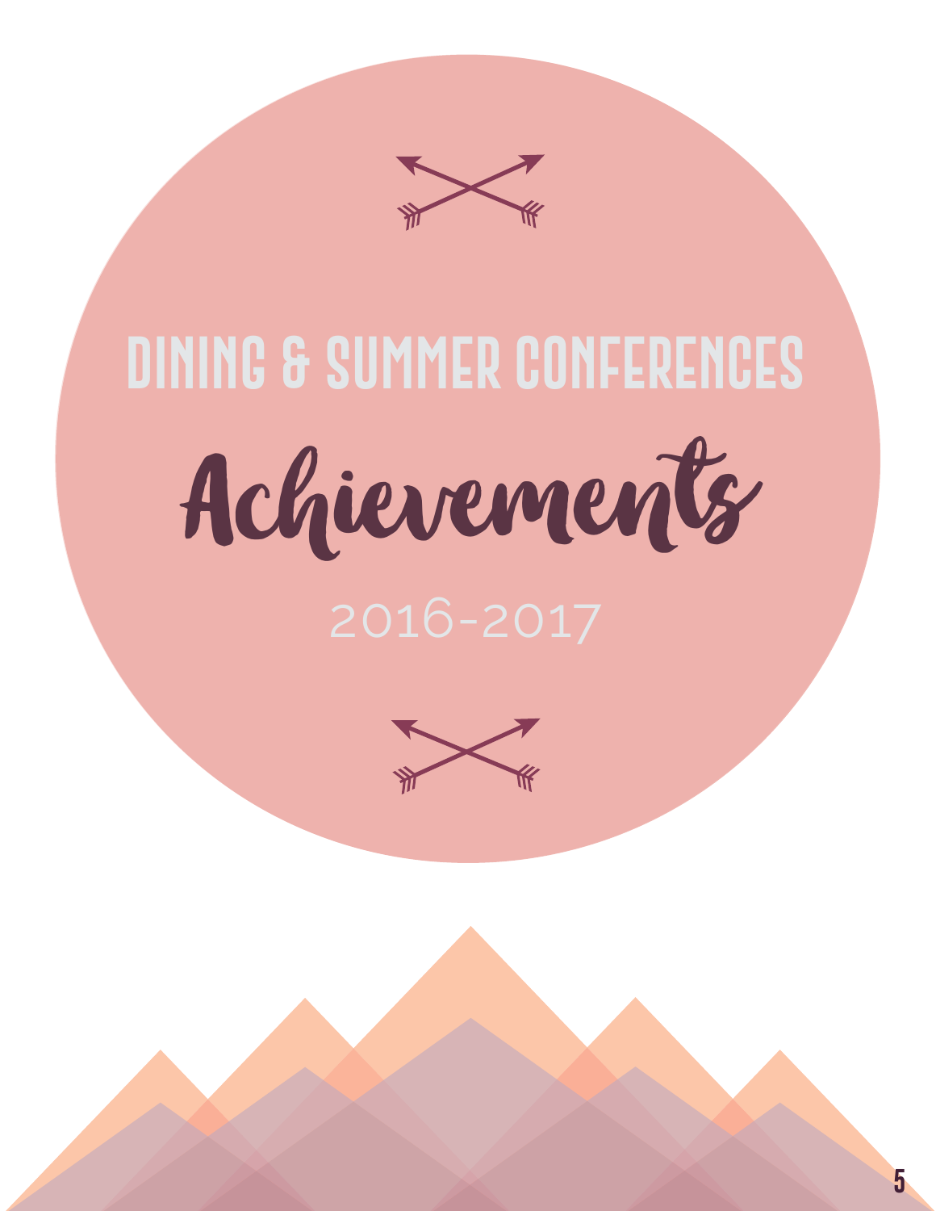# DINING & SUMMER CONFERENCES

# Achievements

2016-2017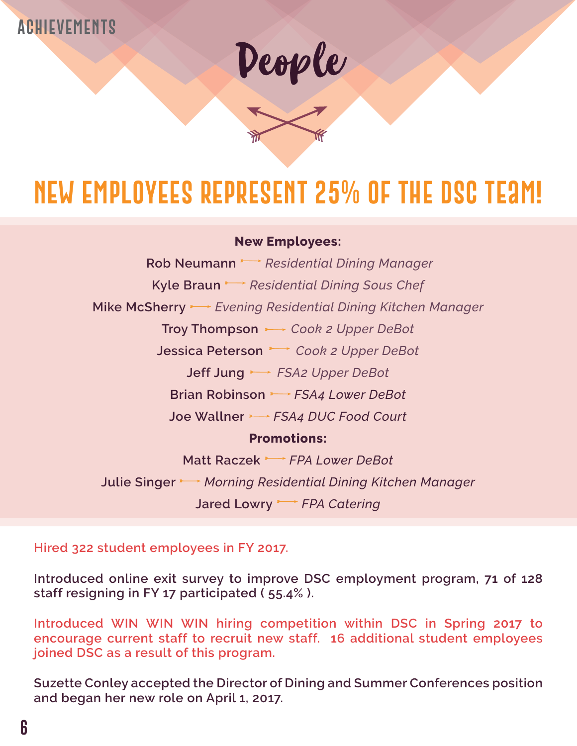ACHIEVEMENTS

# People

## NEW EMPLOYEES REPRESENT 25% OF THE DSC TEAM!

**New Employees:**

Rob Neumann → *Residential Dining Manager*

Kyle Braun → *Residential Dining Sous Chef*

Mike McSherry → *Evening Residential Dining Kitchen Manager*

Troy Thompson → *Cook 2 Upper DeBot*

Jessica Peterson → *Cook 2 Upper DeBot*

Jeff Jung → *FSA2 Upper DeBot*

Brian Robinson → *FSA4 Lower DeBot*

Joe Wallner → *FSA4 DUC Food Court*

**Promotions:**

Matt Raczek → *FPA Lower DeBot*

Julie Singer → *Morning Residential Dining Kitchen Manager*

Jared Lowry → *FPA Catering*

Hired 322 student employees in FY 2017.

Introduced online exit survey to improve DSC employment program, 71 of 128 staff resigning in FY 17 participated ( 55.4% ).

Introduced WIN WIN WIN hiring competition within DSC in Spring 2017 to encourage current staff to recruit new staff. 16 additional student employees joined DSC as a result of this program.

Suzette Conley accepted the Director of Dining and Summer Conferences position and began her new role on April 1, 2017.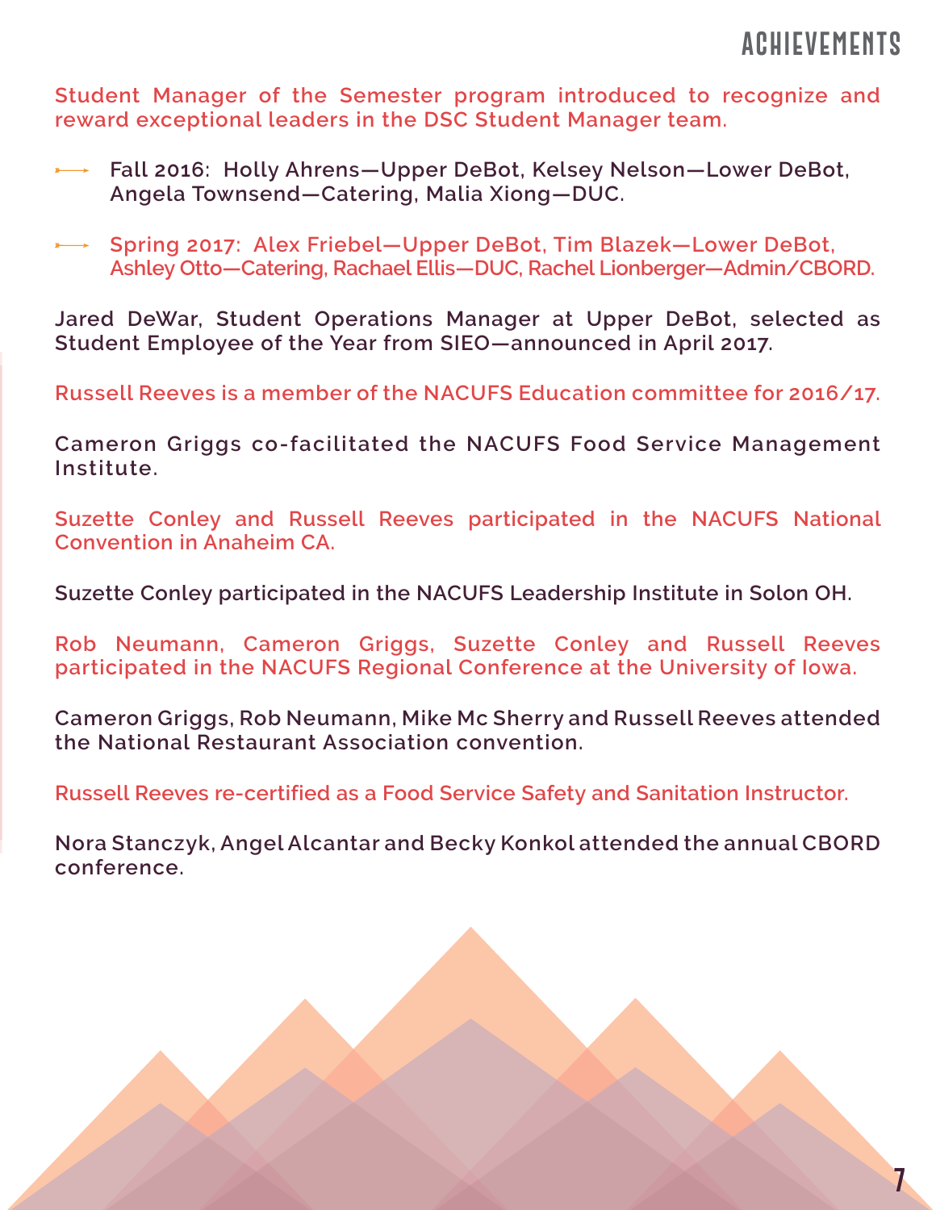# ACHIEVEMENTS

Student Manager of the Semester program introduced to recognize and reward exceptional leaders in the DSC Student Manager team.

- Fall 2016: Holly Ahrens—Upper DeBot, Kelsey Nelson—Lower DeBot, Angela Townsend—Catering, Malia Xiong—DUC.
- Spring 2017: Alex Friebel—Upper DeBot, Tim Blazek—Lower DeBot, Ashley Otto—Catering, Rachael Ellis—DUC, Rachel Lionberger—Admin/CBORD.

Jared DeWar, Student Operations Manager at Upper DeBot, selected as Student Employee of the Year from SIEO—announced in April 2017.

Russell Reeves is a member of the NACUFS Education committee for 2016/17.

Cameron Griggs co-facilitated the NACUFS Food Service Management Institute.

Suzette Conley and Russell Reeves participated in the NACUFS National Convention in Anaheim CA.

Suzette Conley participated in the NACUFS Leadership Institute in Solon OH.

Rob Neumann, Cameron Griggs, Suzette Conley and Russell Reeves participated in the NACUFS Regional Conference at the University of Iowa.

Cameron Griggs, Rob Neumann, Mike Mc Sherry and Russell Reeves attended the National Restaurant Association convention.

Russell Reeves re-certified as a Food Service Safety and Sanitation Instructor.

Nora Stanczyk, Angel Alcantar and Becky Konkol attended the annual CBORD conference.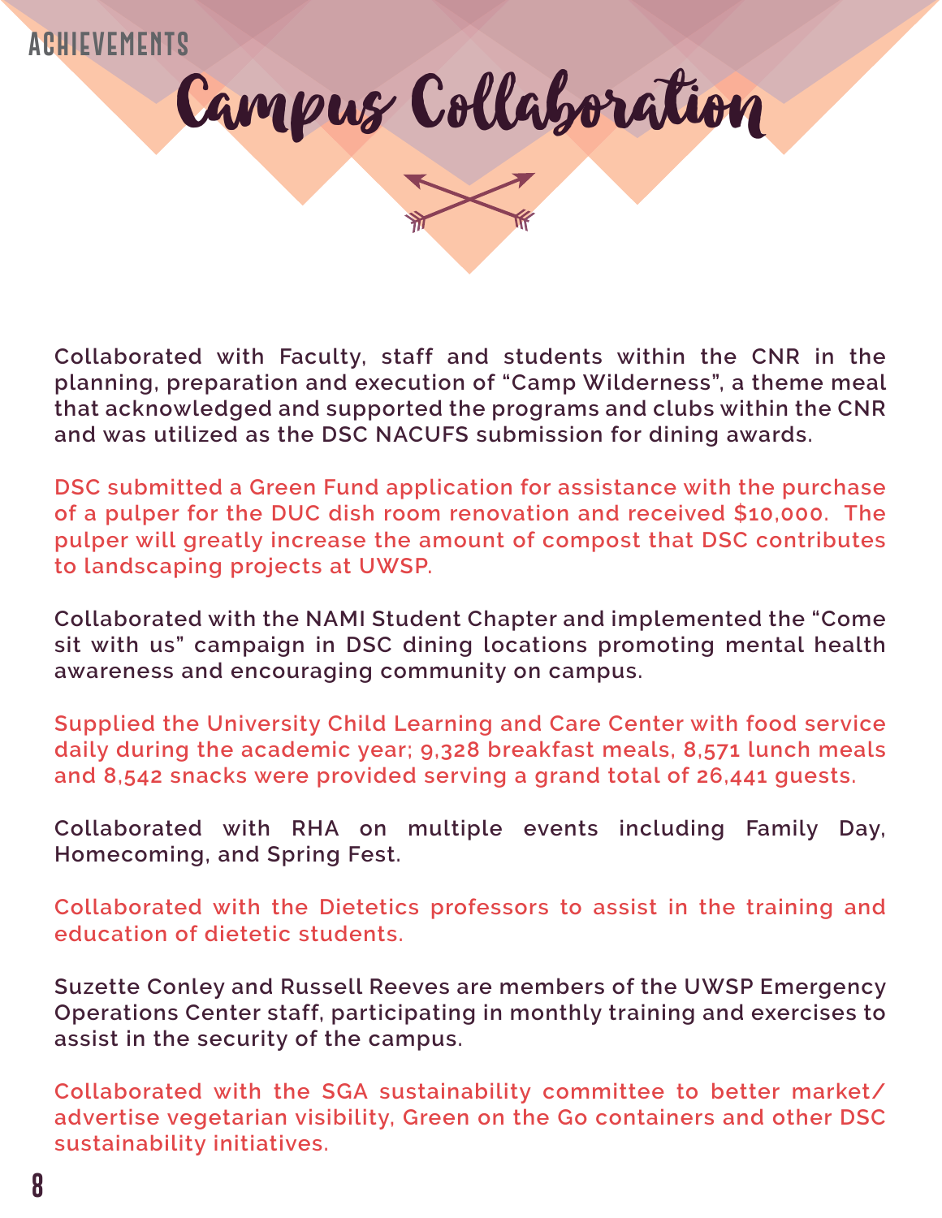ACHIEVEMENTS

# Campus Collaboration

Collaborated with Faculty, staff and students within the CNR in the planning, preparation and execution of "Camp Wilderness", a theme meal that acknowledged and supported the programs and clubs within the CNR and was utilized as the DSC NACUFS submission for dining awards.

DSC submitted a Green Fund application for assistance with the purchase of a pulper for the DUC dish room renovation and received $10,000. The pulper will greatly increase the amount of compost that DSC contributes to landscaping projects at UWSP.

Collaborated with the NAMI Student Chapter and implemented the "Come sit with us" campaign in DSC dining locations promoting mental health awareness and encouraging community on campus.

Supplied the University Child Learning and Care Center with food service daily during the academic year; 9,328 breakfast meals, 8,571 lunch meals and 8,542 snacks were provided serving a grand total of 26,441 guests.

Collaborated with RHA on multiple events including Family Day, Homecoming, and Spring Fest.

Collaborated with the Dietetics professors to assist in the training and education of dietetic students.

Suzette Conley and Russell Reeves are members of the UWSP Emergency Operations Center staff, participating in monthly training and exercises to assist in the security of the campus.

Collaborated with the SGA sustainability committee to better market/advertise vegetarian visibility, Green on the Go containers and other DSC sustainability initiatives.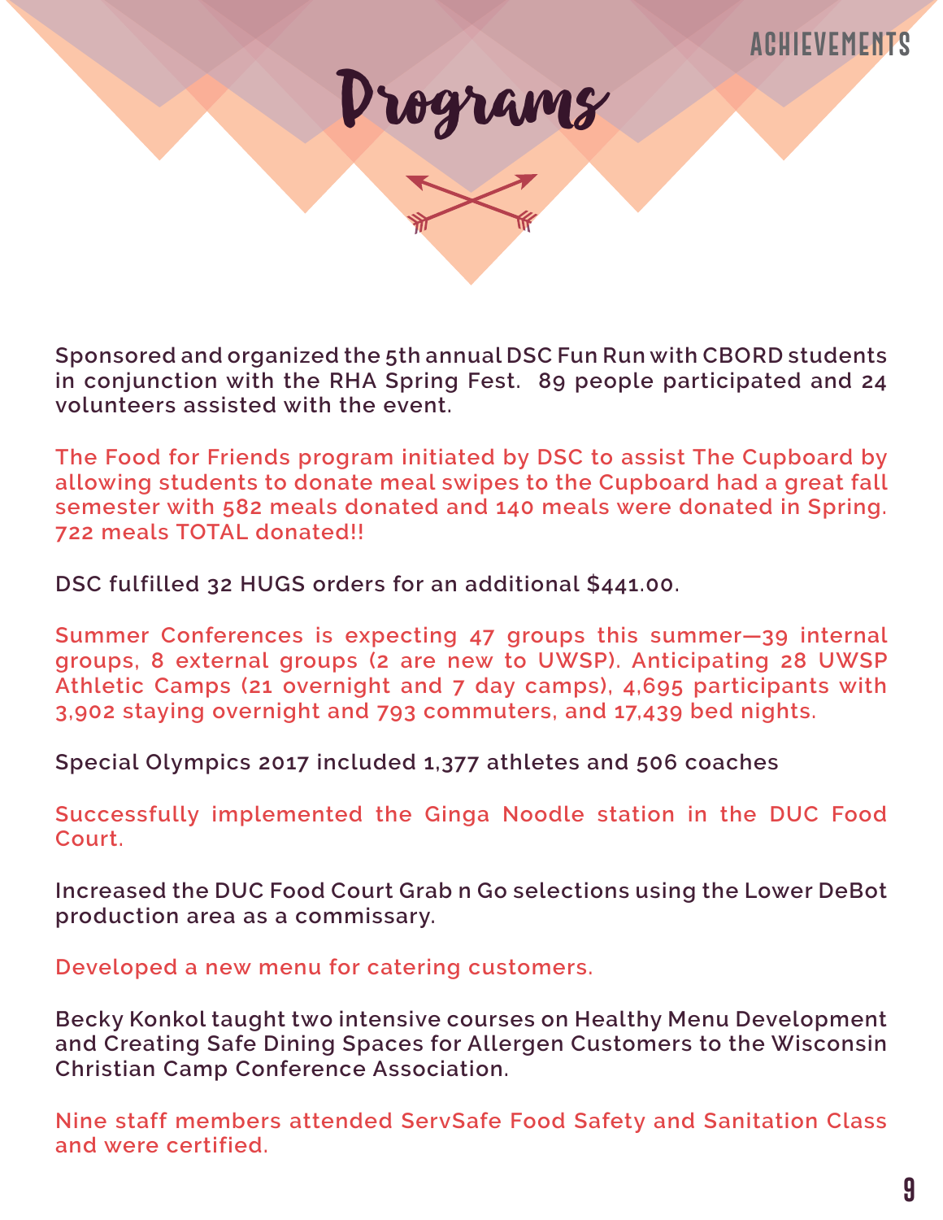# Programs

Sponsored and organized the 5th annual DSC Fun Run with CBORD students in conjunction with the RHA Spring Fest. 89 people participated and 24 volunteers assisted with the event.

The Food for Friends program initiated by DSC to assist The Cupboard by allowing students to donate meal swipes to the Cupboard had a great fall semester with 582 meals donated and 140 meals were donated in Spring. 722 meals TOTAL donated!!

DSC fulfilled 32 HUGS orders for an additional $441.00.

Summer Conferences is expecting 47 groups this summer—39 internal groups, 8 external groups (2 are new to UWSP). Anticipating 28 UWSP Athletic Camps (21 overnight and 7 day camps), 4,695 participants with 3,902 staying overnight and 793 commuters, and 17,439 bed nights.

Special Olympics 2017 included 1,377 athletes and 506 coaches

Successfully implemented the Ginga Noodle station in the DUC Food Court.

Increased the DUC Food Court Grab n Go selections using the Lower DeBot production area as a commissary.

Developed a new menu for catering customers.

Becky Konkol taught two intensive courses on Healthy Menu Development and Creating Safe Dining Spaces for Allergen Customers to the Wisconsin Christian Camp Conference Association.

Nine staff members attended ServSafe Food Safety and Sanitation Class and were certified.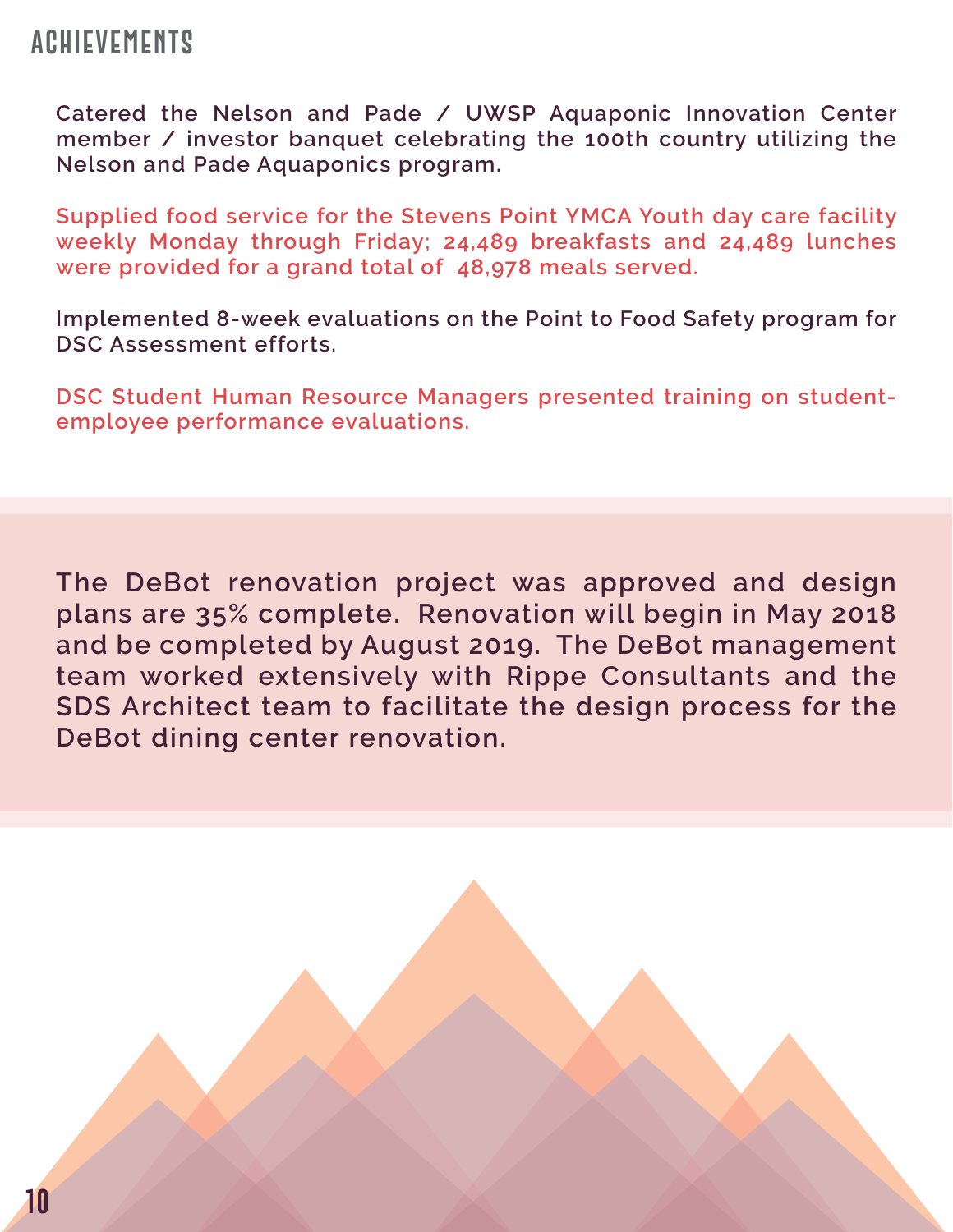# ACHIEVEMENTS

Catered the Nelson and Pade / UWSP Aquaponic Innovation Center member / investor banquet celebrating the 100th country utilizing the Nelson and Pade Aquaponics program.

Supplied food service for the Stevens Point YMCA Youth day care facility weekly Monday through Friday; 24,489 breakfasts and 24,489 lunches were provided for a grand total of 48,978 meals served.

Implemented 8-week evaluations on the Point to Food Safety program for DSC Assessment efforts.

DSC Student Human Resource Managers presented training on student-employee performance evaluations.

The DeBot renovation project was approved and design plans are 35% complete. Renovation will begin in May 2018 and be completed by August 2019. The DeBot management team worked extensively with Rippe Consultants and the SDS Architect team to facilitate the design process for the DeBot dining center renovation.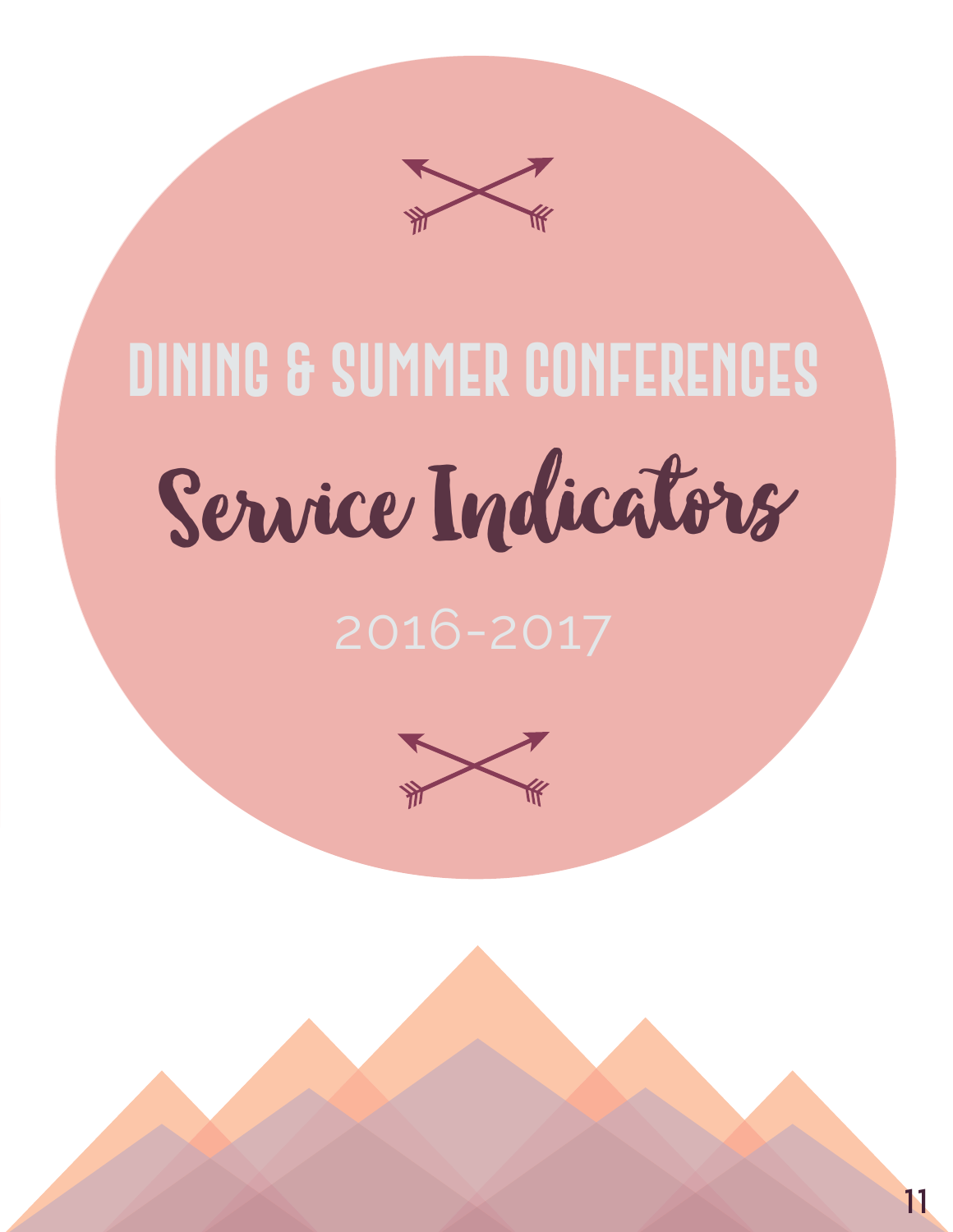# DINING & SUMMER CONFERENCES

# Service Indicators

2016-2017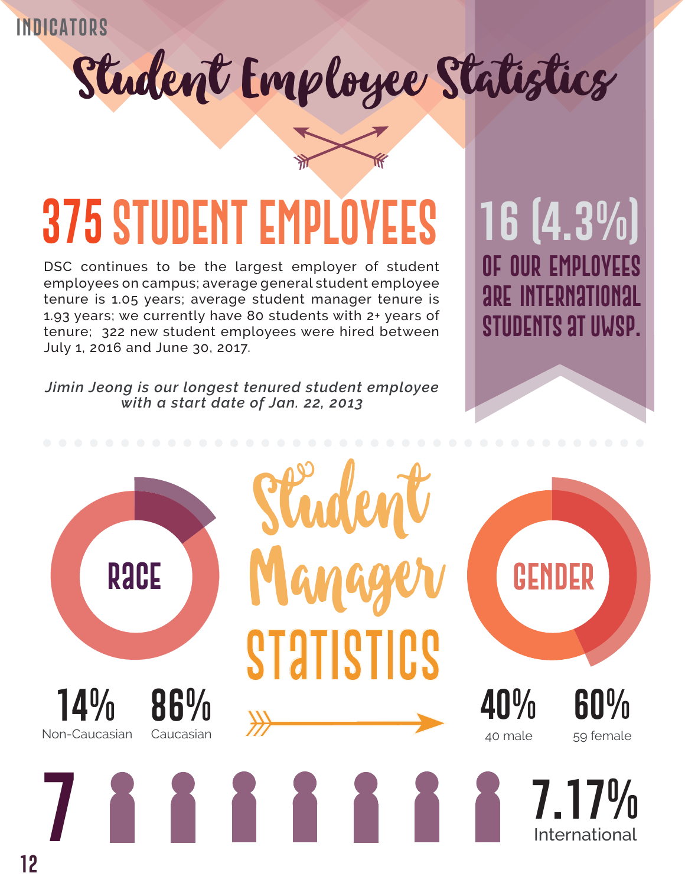INDICATORS

# Student Employee Statistics

## 375 STUDENT EMPLOYEES

DSC continues to be the largest employer of student employees on campus; average general student employee tenure is 1.05 years; average student manager tenure is 1.93 years; we currently have 80 students with 2+ years of tenure; 322 new student employees were hired between July 1, 2016 and June 30, 2017.

*Jimin Jeong is our longest tenured student employee with a start date of Jan. 22, 2013*

## 16 (4.3%)

**OF OUR EMPLOYEES ARE INTERNATIONAL STUDENTS AT UWSP.**

## Student Manager STATISTICS

**RACE**

14% Non-Caucasian

86% Caucasian

**GENDER**

40% 40 male

60% 59 female

**7**

7.17% International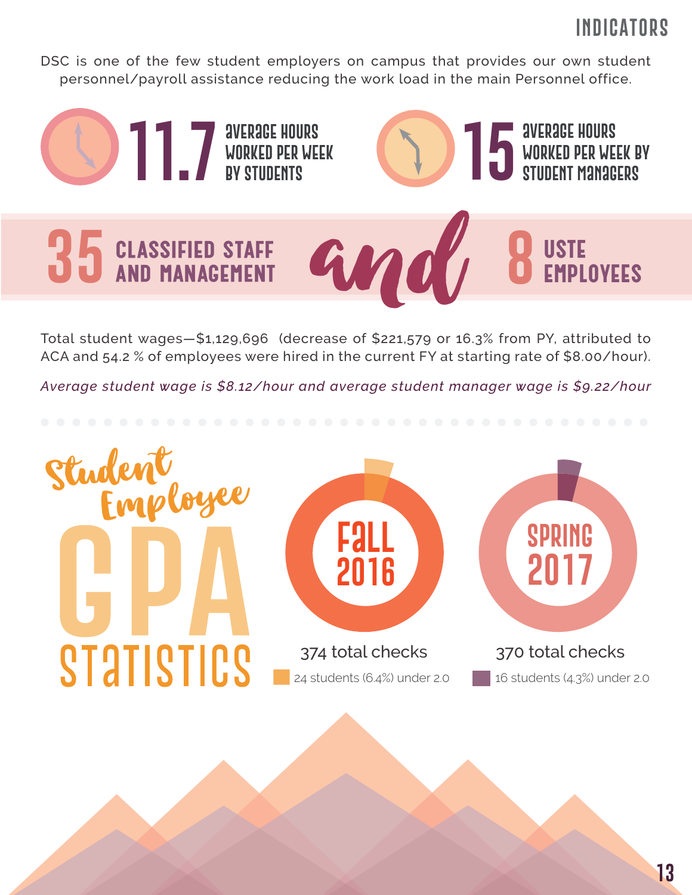# INDICATORS

DSC is one of the few student employers on campus that provides our own student personnel/payroll assistance reducing the work load in the main Personnel office.

**11.7** average hours worked per week by students

**15** average hours worked per week by student managers

**35** CLASSIFIED STAFF AND MANAGEMENT *and* **8** USTE EMPLOYEES

Total student wages—$1,129,696 (decrease of $221,579 or 16.3% from PY, attributed to ACA and 54.2 % of employees were hired in the current FY at starting rate of $8.00/hour).

*Average student wage is $8.12/hour and average student manager wage is $9.22/hour*

## Student Employee GPA Statistics

**Fall 2016**

374 total checks

24 students (6.4%) under 2.0

**Spring 2017**

370 total checks

16 students (4.3%) under 2.0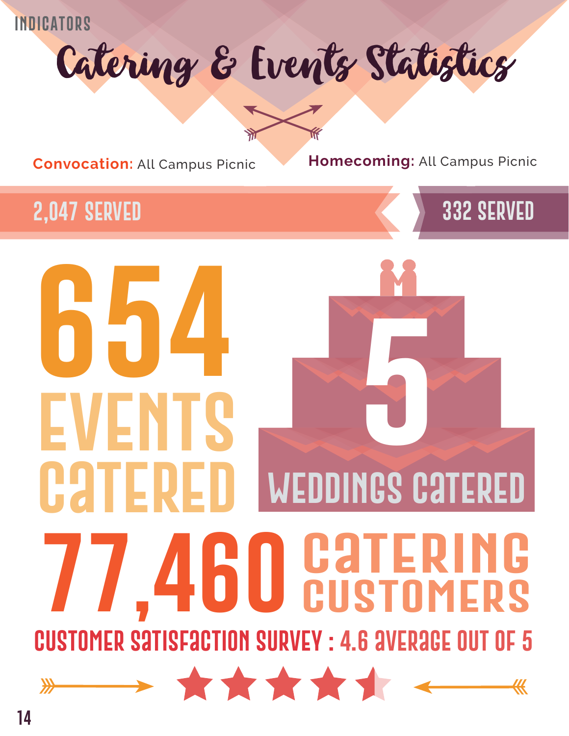INDICATORS

# Catering & Events Statistics

**Convocation:** All Campus Picnic

2,047 SERVED

**Homecoming:** All Campus Picnic

332 SERVED

## 654 EVENTS CATERED

## 5 WEDDINGS CATERED

## 77,460 CATERING CUSTOMERS

CUSTOMER SATISFACTION SURVEY : 4.6 AVERAGE OUT OF 5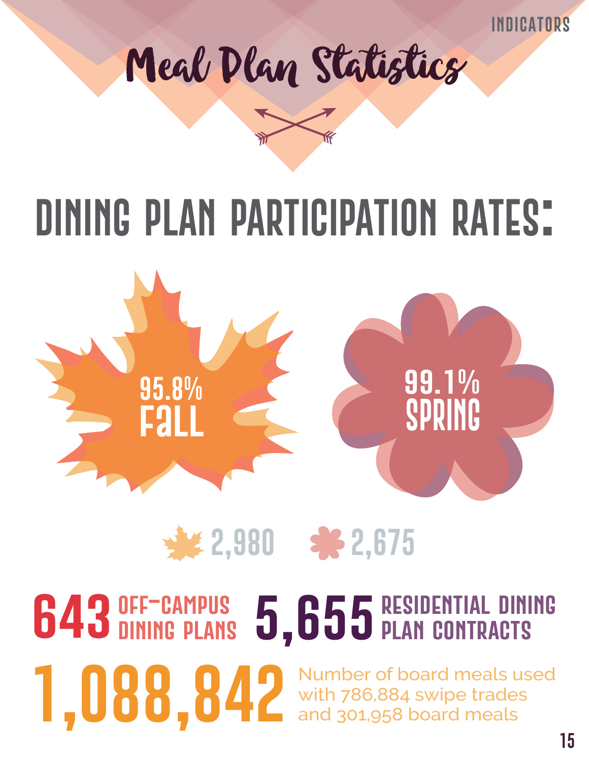INDICATORS

# Meal Plan Statistics

## DINING PLAN PARTICIPATION RATES:

95.8%
FALL

99.1%
SPRING

2,980

2,675

**643** OFF-CAMPUS DINING PLANS

**5,655** RESIDENTIAL DINING PLAN CONTRACTS

**1,088,842** Number of board meals used with 786,884 swipe trades and 301,958 board meals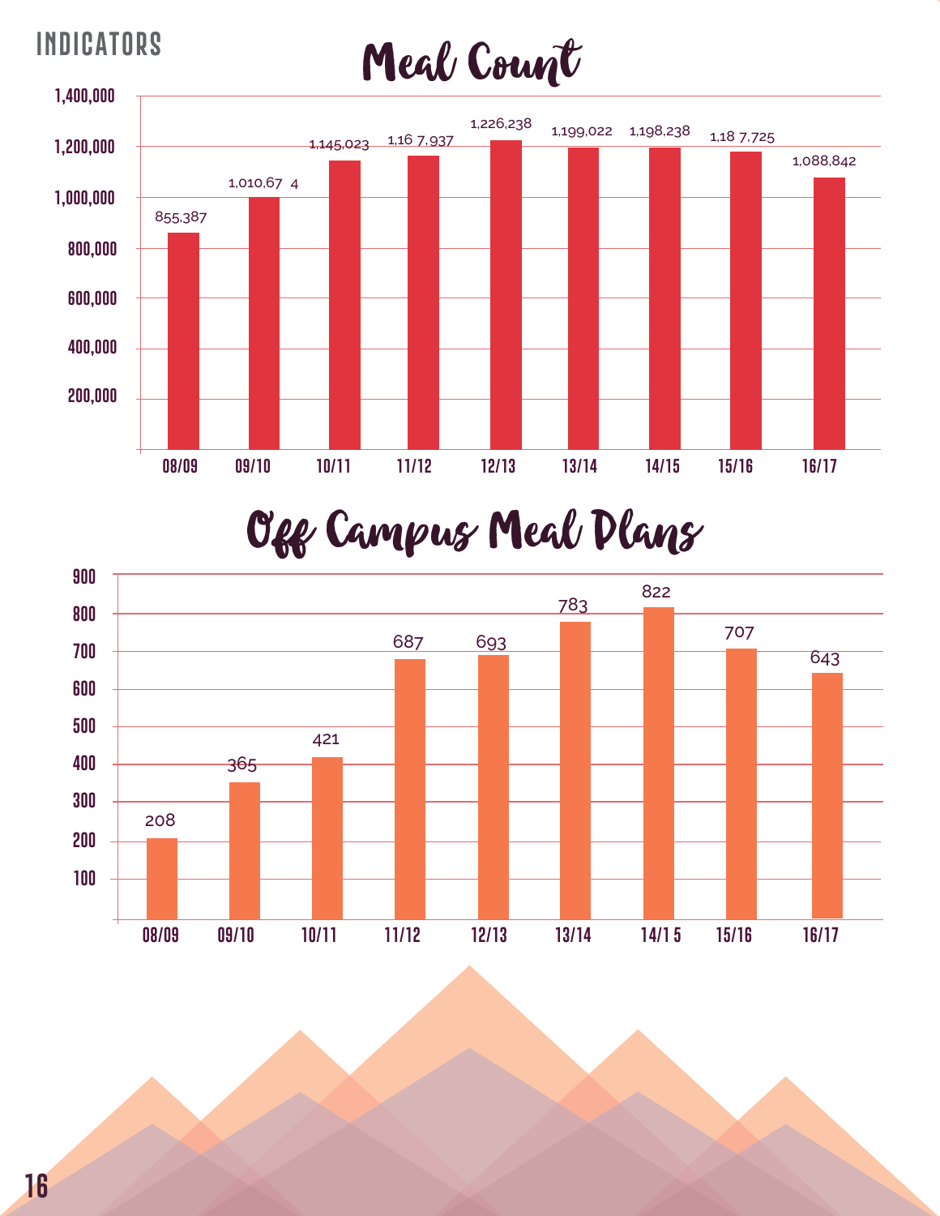# INDICATORS

## Meal Count

| Year | Meal Count |
| --- | --- |
| 08/09 | 855,387 |
| 09/10 | 1,010,674 |
| 10/11 | 1,145,023 |
| 11/12 | 1,167,937 |
| 12/13 | 1,226,238 |
| 13/14 | 1,199,022 |
| 14/15 | 1,198,238 |
| 15/16 | 1,187,725 |
| 16/17 | 1,088,842 |

## Off Campus Meal Plans

| Year | Off Campus Meal Plans |
| --- | --- |
| 08/09 | 208 |
| 09/10 | 365 |
| 10/11 | 421 |
| 11/12 | 687 |
| 12/13 | 693 |
| 13/14 | 783 |
| 14/15 | 822 |
| 15/16 | 707 |
| 16/17 | 643 |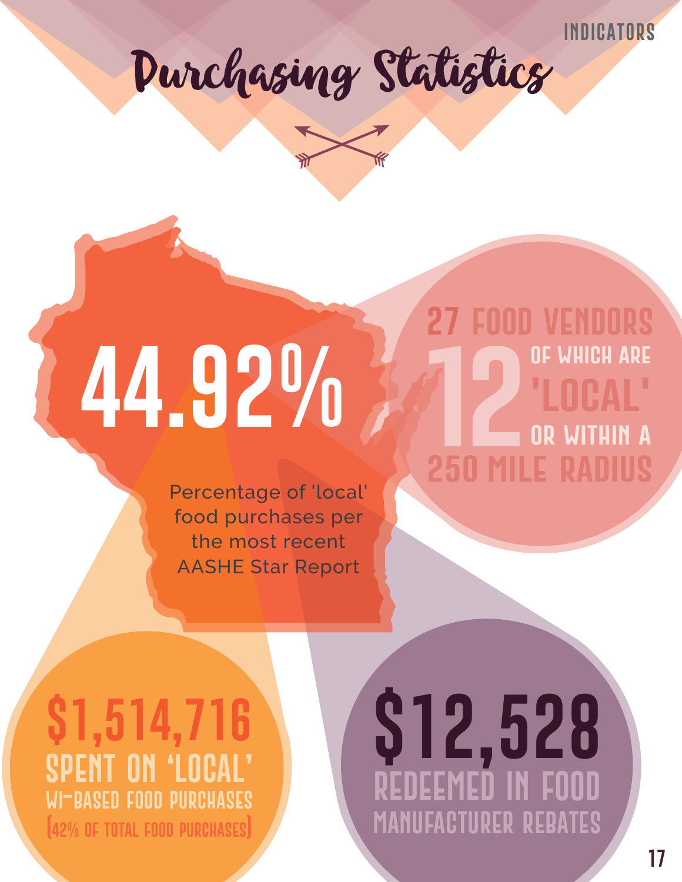# Purchasing Statistics

**44.92%**

Percentage of 'local' food purchases per the most recent AASHE Star Report

**27 FOOD VENDORS**
**12** OF WHICH ARE 'LOCAL' OR WITHIN A 250 MILE RADIUS

**$1,514,716**
SPENT ON 'LOCAL' WI-BASED FOOD PURCHASES
(42% OF TOTAL FOOD PURCHASES)

**$12,528**
REDEEMED IN FOOD MANUFACTURER REBATES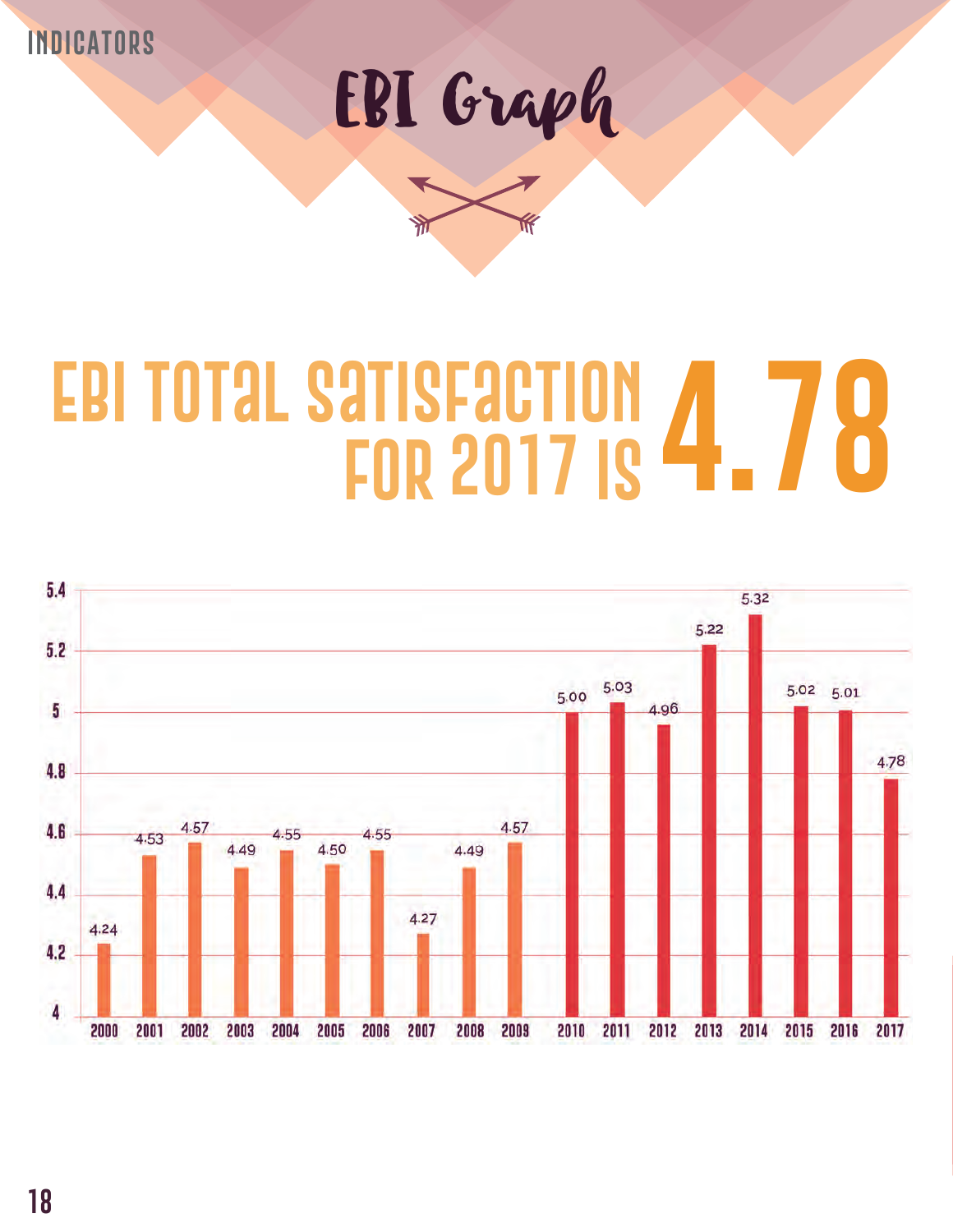INDICATORS

# EBI Graph

## EBI TOTAL SATISFACTION FOR 2017 IS 4.78

| Year | EBI Total Satisfaction |
|---|---|
| 2000 | 4.24 |
| 2001 | 4.53 |
| 2002 | 4.57 |
| 2003 | 4.49 |
| 2004 | 4.55 |
| 2005 | 4.50 |
| 2006 | 4.55 |
| 2007 | 4.27 |
| 2008 | 4.49 |
| 2009 | 4.57 |
| 2010 | 5.00 |
| 2011 | 5.03 |
| 2012 | 4.96 |
| 2013 | 5.22 |
| 2014 | 5.32 |
| 2015 | 5.02 |
| 2016 | 5.01 |
| 2017 | 4.78 |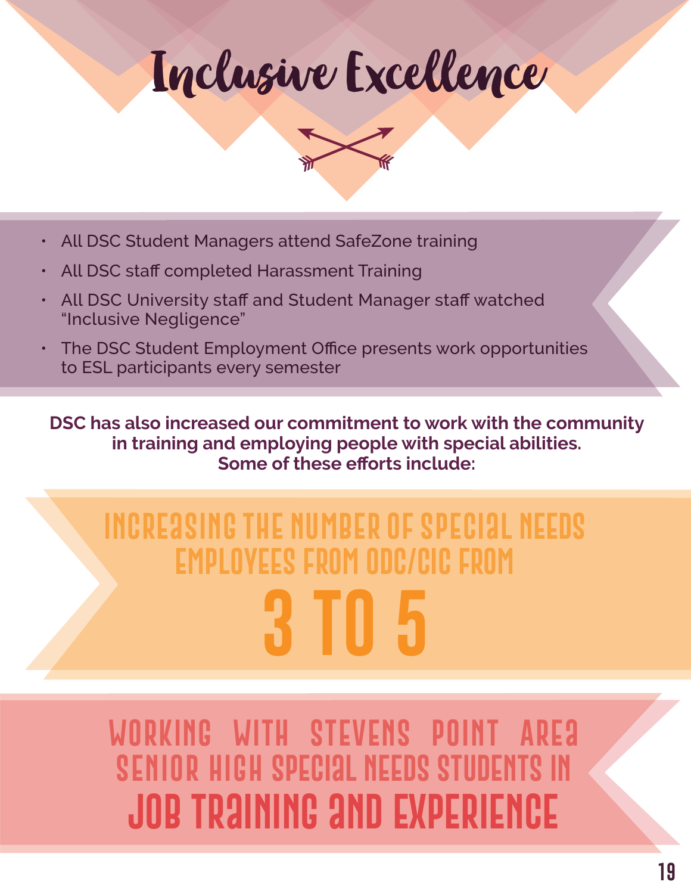# Inclusive Excellence

- All DSC Student Managers attend SafeZone training
- All DSC staff completed Harassment Training
- All DSC University staff and Student Manager staff watched "Inclusive Negligence"
- The DSC Student Employment Office presents work opportunities to ESL participants every semester

**DSC has also increased our commitment to work with the community in training and employing people with special abilities. Some of these efforts include:**

INCREASING THE NUMBER OF SPECIAL NEEDS EMPLOYEES FROM ODC/CIC FROM

**3 TO 5**

WORKING WITH STEVENS POINT AREA SENIOR HIGH SPECIAL NEEDS STUDENTS IN

**JOB TRAINING AND EXPERIENCE**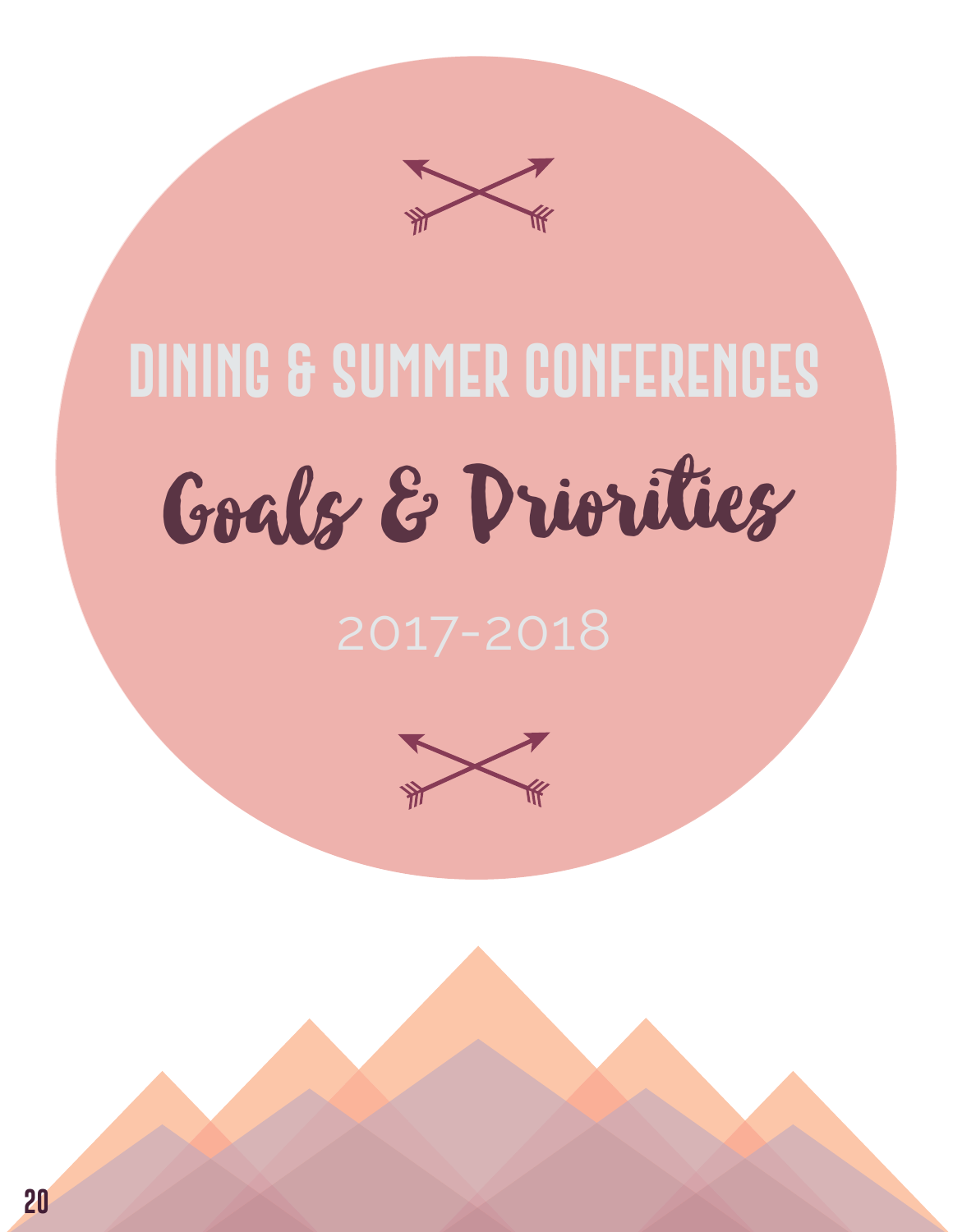# DINING & SUMMER CONFERENCES

## Goals & Priorities

2017-2018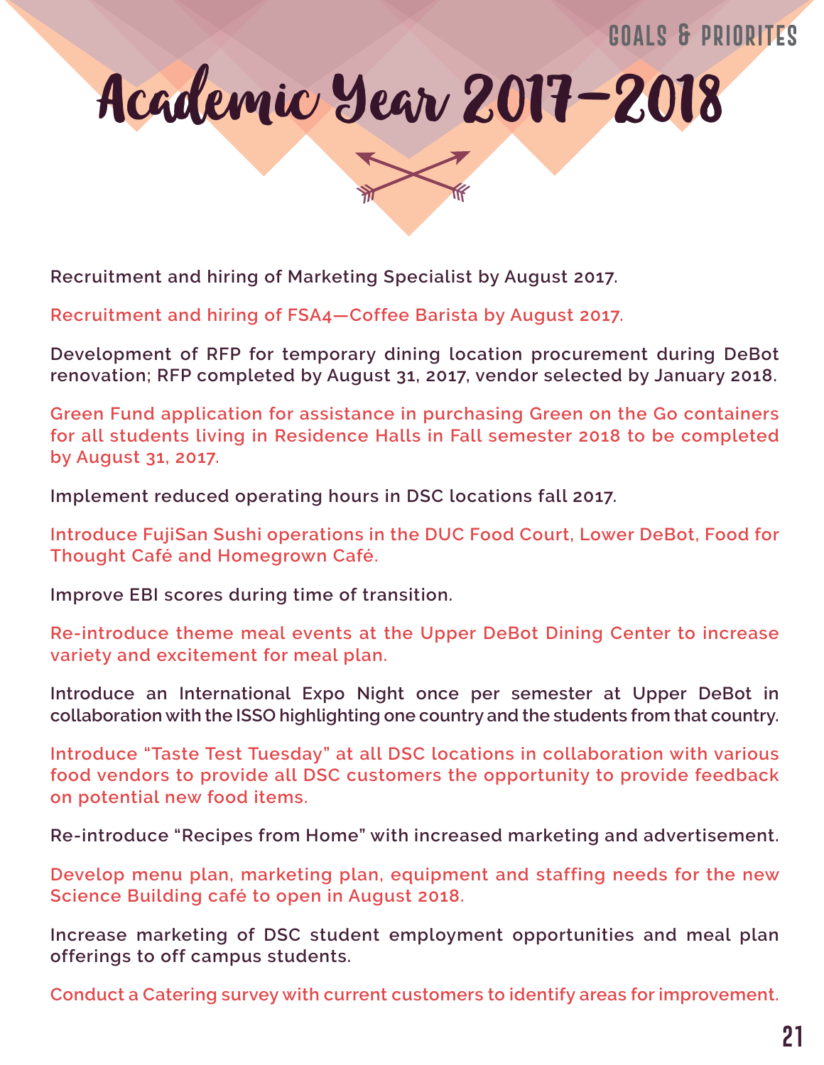# Academic Year 2017–2018

Recruitment and hiring of Marketing Specialist by August 2017.

Recruitment and hiring of FSA4—Coffee Barista by August 2017.

Development of RFP for temporary dining location procurement during DeBot renovation; RFP completed by August 31, 2017, vendor selected by January 2018.

Green Fund application for assistance in purchasing Green on the Go containers for all students living in Residence Halls in Fall semester 2018 to be completed by August 31, 2017.

Implement reduced operating hours in DSC locations fall 2017.

Introduce FujiSan Sushi operations in the DUC Food Court, Lower DeBot, Food for Thought Café and Homegrown Café.

Improve EBI scores during time of transition.

Re-introduce theme meal events at the Upper DeBot Dining Center to increase variety and excitement for meal plan.

Introduce an International Expo Night once per semester at Upper DeBot in collaboration with the ISSO highlighting one country and the students from that country.

Introduce "Taste Test Tuesday" at all DSC locations in collaboration with various food vendors to provide all DSC customers the opportunity to provide feedback on potential new food items.

Re-introduce "Recipes from Home" with increased marketing and advertisement.

Develop menu plan, marketing plan, equipment and staffing needs for the new Science Building café to open in August 2018.

Increase marketing of DSC student employment opportunities and meal plan offerings to off campus students.

Conduct a Catering survey with current customers to identify areas for improvement.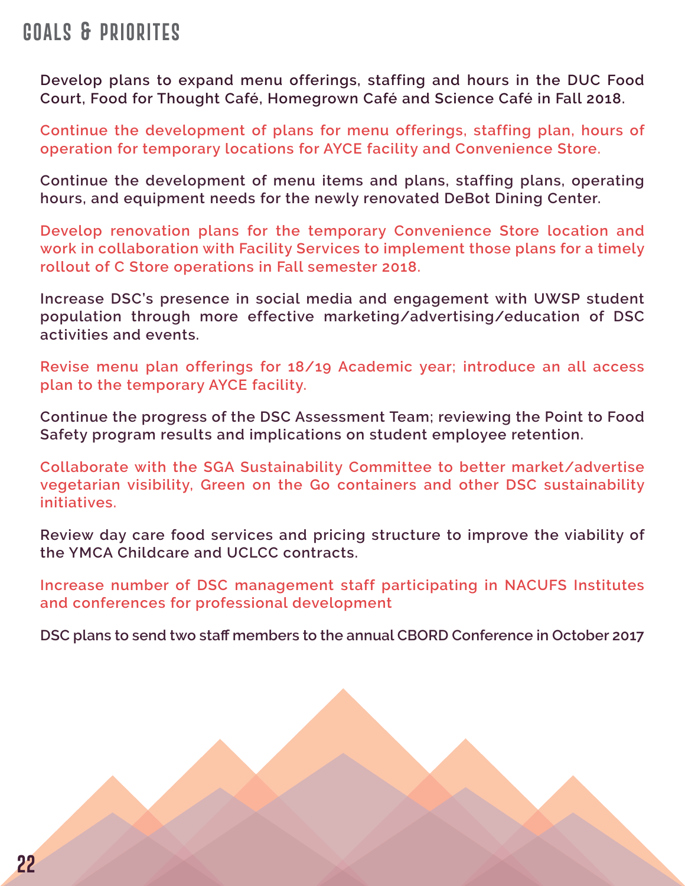# GOALS & PRIORITES

Develop plans to expand menu offerings, staffing and hours in the DUC Food Court, Food for Thought Café, Homegrown Café and Science Café in Fall 2018.

Continue the development of plans for menu offerings, staffing plan, hours of operation for temporary locations for AYCE facility and Convenience Store.

Continue the development of menu items and plans, staffing plans, operating hours, and equipment needs for the newly renovated DeBot Dining Center.

Develop renovation plans for the temporary Convenience Store location and work in collaboration with Facility Services to implement those plans for a timely rollout of C Store operations in Fall semester 2018.

Increase DSC's presence in social media and engagement with UWSP student population through more effective marketing/advertising/education of DSC activities and events.

Revise menu plan offerings for 18/19 Academic year; introduce an all access plan to the temporary AYCE facility.

Continue the progress of the DSC Assessment Team; reviewing the Point to Food Safety program results and implications on student employee retention.

Collaborate with the SGA Sustainability Committee to better market/advertise vegetarian visibility, Green on the Go containers and other DSC sustainability initiatives.

Review day care food services and pricing structure to improve the viability of the YMCA Childcare and UCLCC contracts.

Increase number of DSC management staff participating in NACUFS Institutes and conferences for professional development

DSC plans to send two staff members to the annual CBORD Conference in October 2017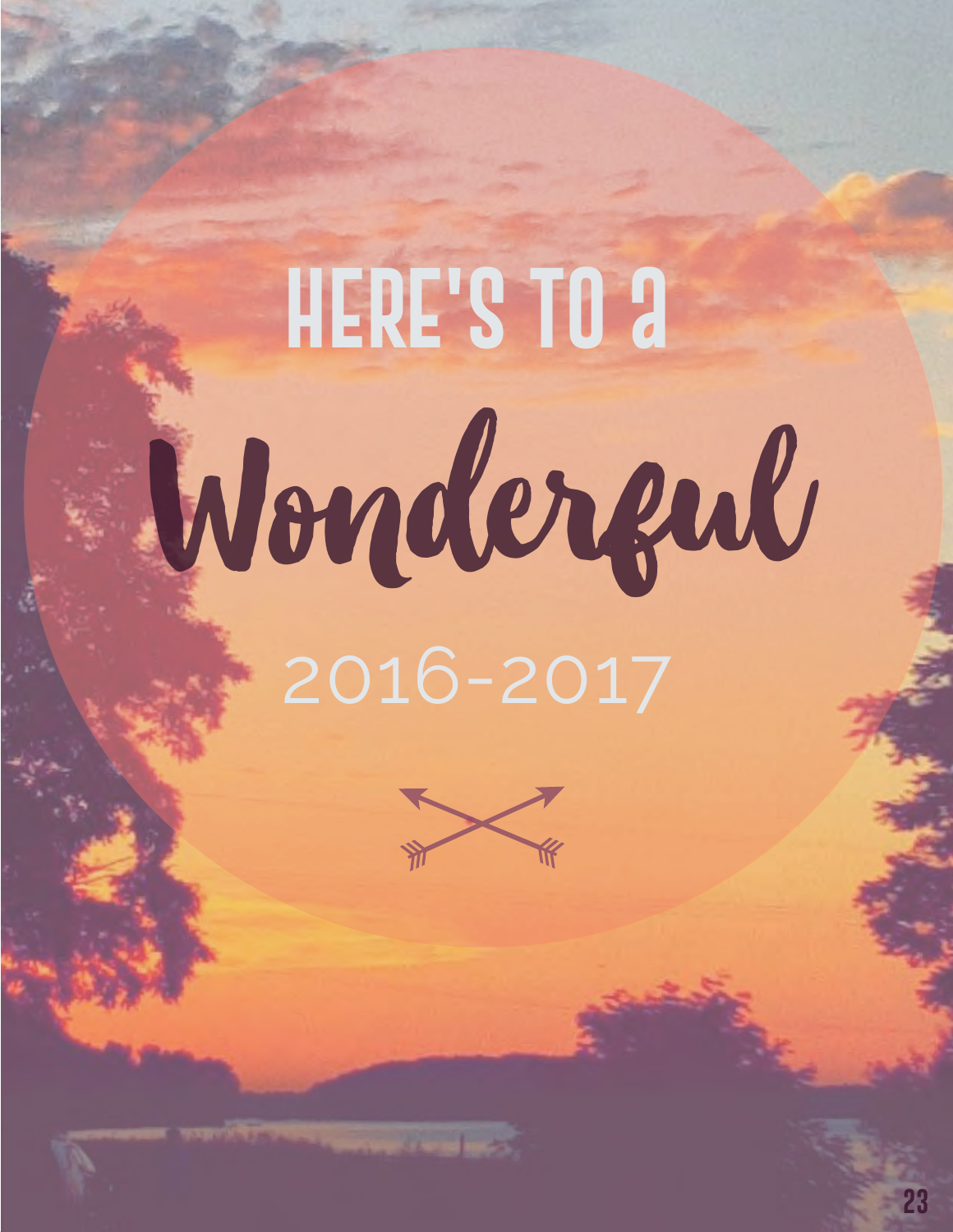# HERE'S TO A

# Wonderful

2016-2017